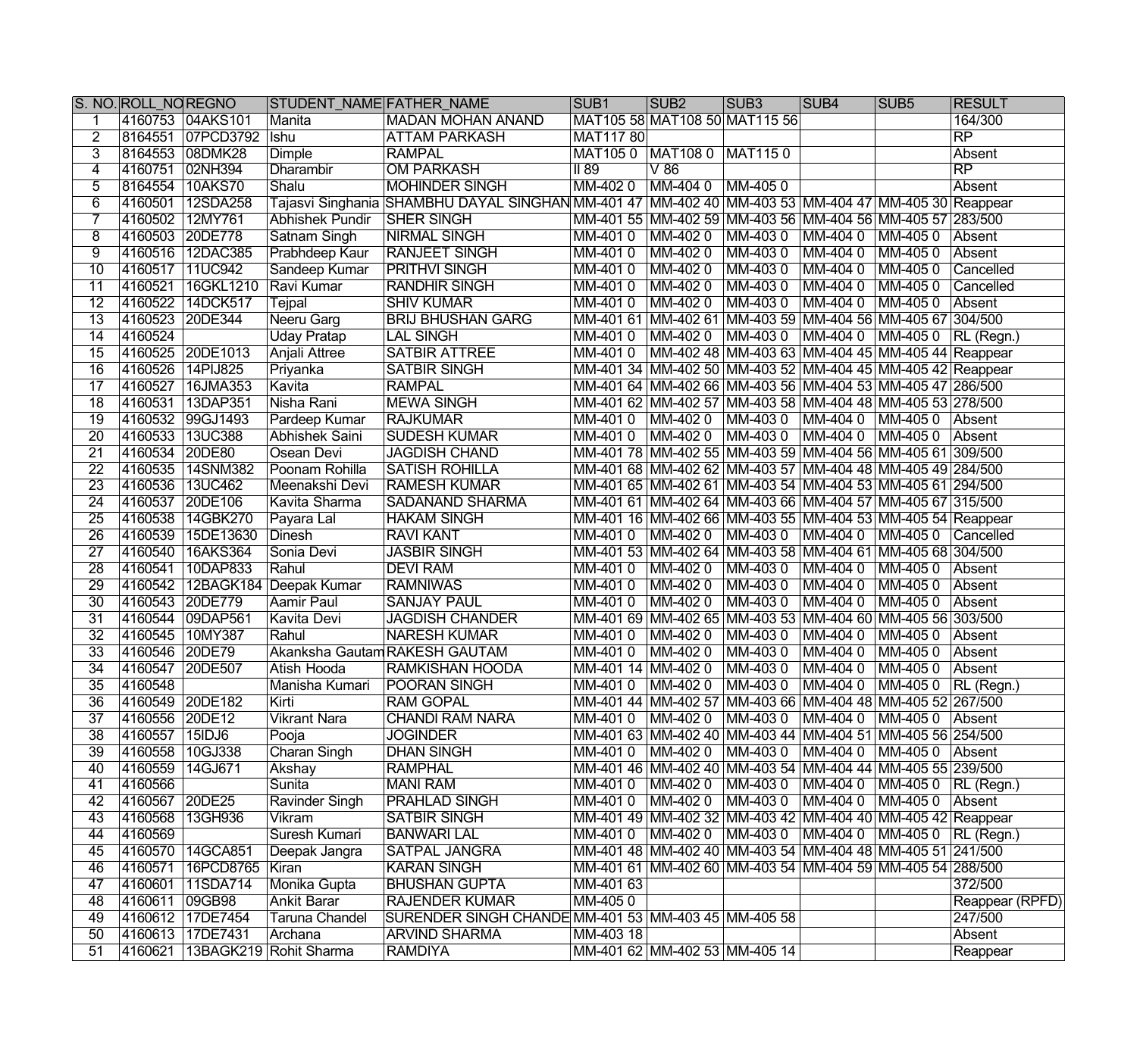| S. NO. | ROLL_NO | REGNO | STUDENT_NAME | FATHER_NAME | SUB1 | SUB2 | SUB3 | SUB4 | SUB5 | RESULT |
|---|---|---|---|---|---|---|---|---|---|---|
| 1 | 4160753 | 04AKS101 | Manita | MADAN MOHAN ANAND | MAT105 58 | MAT108 50 | MAT115 56 | | | 164/300 |
| 2 | 8164551 | 07PCD3792 | Ishu | ATTAM PARKASH | MAT117 80 | | | | | RP |
| 3 | 8164553 | 08DMK28 | Dimple | RAMPAL | MAT105 0 | MAT108 0 | MAT115 0 | | | Absent |
| 4 | 4160751 | 02NH394 | Dharambir | OM PARKASH | II 89 | V 86 | | | | RP |
| 5 | 8164554 | 10AKS70 | Shalu | MOHINDER SINGH | MM-402 0 | MM-404 0 | MM-405 0 | | | Absent |
| 6 | 4160501 | 12SDA258 | Tajasvi Singhania | SHAMBHU DAYAL SINGHAN | MM-401 47 | MM-402 40 | MM-403 53 | MM-404 47 | MM-405 30 | Reappear |
| 7 | 4160502 | 12MY761 | Abhishek Pundir | SHER SINGH | MM-401 55 | MM-402 59 | MM-403 56 | MM-404 56 | MM-405 57 | 283/500 |
| 8 | 4160503 | 20DE778 | Satnam Singh | NIRMAL SINGH | MM-401 0 | MM-402 0 | MM-403 0 | MM-404 0 | MM-405 0 | Absent |
| 9 | 4160516 | 12DAC385 | Prabhdeep Kaur | RANJEET SINGH | MM-401 0 | MM-402 0 | MM-403 0 | MM-404 0 | MM-405 0 | Absent |
| 10 | 4160517 | 11UC942 | Sandeep Kumar | PRITHVI SINGH | MM-401 0 | MM-402 0 | MM-403 0 | MM-404 0 | MM-405 0 | Cancelled |
| 11 | 4160521 | 16GKL1210 | Ravi Kumar | RANDHIR SINGH | MM-401 0 | MM-402 0 | MM-403 0 | MM-404 0 | MM-405 0 | Cancelled |
| 12 | 4160522 | 14DCK517 | Tejpal | SHIV KUMAR | MM-401 0 | MM-402 0 | MM-403 0 | MM-404 0 | MM-405 0 | Absent |
| 13 | 4160523 | 20DE344 | Neeru Garg | BRIJ BHUSHAN GARG | MM-401 61 | MM-402 61 | MM-403 59 | MM-404 56 | MM-405 67 | 304/500 |
| 14 | 4160524 | | Uday Pratap | LAL SINGH | MM-401 0 | MM-402 0 | MM-403 0 | MM-404 0 | MM-405 0 | RL (Regn.) |
| 15 | 4160525 | 20DE1013 | Anjali Attree | SATBIR ATTREE | MM-401 0 | MM-402 48 | MM-403 63 | MM-404 45 | MM-405 44 | Reappear |
| 16 | 4160526 | 14PIJ825 | Priyanka | SATBIR SINGH | MM-401 34 | MM-402 50 | MM-403 52 | MM-404 45 | MM-405 42 | Reappear |
| 17 | 4160527 | 16JMA353 | Kavita | RAMPAL | MM-401 64 | MM-402 66 | MM-403 56 | MM-404 53 | MM-405 47 | 286/500 |
| 18 | 4160531 | 13DAP351 | Nisha Rani | MEWA SINGH | MM-401 62 | MM-402 57 | MM-403 58 | MM-404 48 | MM-405 53 | 278/500 |
| 19 | 4160532 | 99GJ1493 | Pardeep Kumar | RAJKUMAR | MM-401 0 | MM-402 0 | MM-403 0 | MM-404 0 | MM-405 0 | Absent |
| 20 | 4160533 | 13UC388 | Abhishek Saini | SUDESH KUMAR | MM-401 0 | MM-402 0 | MM-403 0 | MM-404 0 | MM-405 0 | Absent |
| 21 | 4160534 | 20DE80 | Osean Devi | JAGDISH CHAND | MM-401 78 | MM-402 55 | MM-403 59 | MM-404 56 | MM-405 61 | 309/500 |
| 22 | 4160535 | 14SNM382 | Poonam Rohilla | SATISH ROHILLA | MM-401 68 | MM-402 62 | MM-403 57 | MM-404 48 | MM-405 49 | 284/500 |
| 23 | 4160536 | 13UC462 | Meenakshi Devi | RAMESH KUMAR | MM-401 65 | MM-402 61 | MM-403 54 | MM-404 53 | MM-405 61 | 294/500 |
| 24 | 4160537 | 20DE106 | Kavita Sharma | SADANAND SHARMA | MM-401 61 | MM-402 64 | MM-403 66 | MM-404 57 | MM-405 67 | 315/500 |
| 25 | 4160538 | 14GBK270 | Payara Lal | HAKAM SINGH | MM-401 16 | MM-402 66 | MM-403 55 | MM-404 53 | MM-405 54 | Reappear |
| 26 | 4160539 | 15DE13630 | Dinesh | RAVI KANT | MM-401 0 | MM-402 0 | MM-403 0 | MM-404 0 | MM-405 0 | Cancelled |
| 27 | 4160540 | 16AKS364 | Sonia Devi | JASBIR SINGH | MM-401 53 | MM-402 64 | MM-403 58 | MM-404 61 | MM-405 68 | 304/500 |
| 28 | 4160541 | 10DAP833 | Rahul | DEVI RAM | MM-401 0 | MM-402 0 | MM-403 0 | MM-404 0 | MM-405 0 | Absent |
| 29 | 4160542 | 12BAGK184 | Deepak Kumar | RAMNIWAS | MM-401 0 | MM-402 0 | MM-403 0 | MM-404 0 | MM-405 0 | Absent |
| 30 | 4160543 | 20DE779 | Aamir Paul | SANJAY PAUL | MM-401 0 | MM-402 0 | MM-403 0 | MM-404 0 | MM-405 0 | Absent |
| 31 | 4160544 | 09DAP561 | Kavita Devi | JAGDISH CHANDER | MM-401 69 | MM-402 65 | MM-403 53 | MM-404 60 | MM-405 56 | 303/500 |
| 32 | 4160545 | 10MY387 | Rahul | NARESH KUMAR | MM-401 0 | MM-402 0 | MM-403 0 | MM-404 0 | MM-405 0 | Absent |
| 33 | 4160546 | 20DE79 | Akanksha Gautam | RAKESH GAUTAM | MM-401 0 | MM-402 0 | MM-403 0 | MM-404 0 | MM-405 0 | Absent |
| 34 | 4160547 | 20DE507 | Atish Hooda | RAMKISHAN HOODA | MM-401 14 | MM-402 0 | MM-403 0 | MM-404 0 | MM-405 0 | Absent |
| 35 | 4160548 | | Manisha Kumari | POORAN SINGH | MM-401 0 | MM-402 0 | MM-403 0 | MM-404 0 | MM-405 0 | RL (Regn.) |
| 36 | 4160549 | 20DE182 | Kirti | RAM GOPAL | MM-401 44 | MM-402 57 | MM-403 66 | MM-404 48 | MM-405 52 | 267/500 |
| 37 | 4160556 | 20DE12 | Vikrant Nara | CHANDI RAM NARA | MM-401 0 | MM-402 0 | MM-403 0 | MM-404 0 | MM-405 0 | Absent |
| 38 | 4160557 | 15IDJ6 | Pooja | JOGINDER | MM-401 63 | MM-402 40 | MM-403 44 | MM-404 51 | MM-405 56 | 254/500 |
| 39 | 4160558 | 10GJ338 | Charan Singh | DHAN SINGH | MM-401 0 | MM-402 0 | MM-403 0 | MM-404 0 | MM-405 0 | Absent |
| 40 | 4160559 | 14GJ671 | Akshay | RAMPHAL | MM-401 46 | MM-402 40 | MM-403 54 | MM-404 44 | MM-405 55 | 239/500 |
| 41 | 4160566 | | Sunita | MANI RAM | MM-401 0 | MM-402 0 | MM-403 0 | MM-404 0 | MM-405 0 | RL (Regn.) |
| 42 | 4160567 | 20DE25 | Ravinder Singh | PRAHLAD SINGH | MM-401 0 | MM-402 0 | MM-403 0 | MM-404 0 | MM-405 0 | Absent |
| 43 | 4160568 | 13GH936 | Vikram | SATBIR SINGH | MM-401 49 | MM-402 32 | MM-403 42 | MM-404 40 | MM-405 42 | Reappear |
| 44 | 4160569 | | Suresh Kumari | BANWARI LAL | MM-401 0 | MM-402 0 | MM-403 0 | MM-404 0 | MM-405 0 | RL (Regn.) |
| 45 | 4160570 | 14GCA851 | Deepak Jangra | SATPAL JANGRA | MM-401 48 | MM-402 40 | MM-403 54 | MM-404 48 | MM-405 51 | 241/500 |
| 46 | 4160571 | 16PCD8765 | Kiran | KARAN SINGH | MM-401 61 | MM-402 60 | MM-403 54 | MM-404 59 | MM-405 54 | 288/500 |
| 47 | 4160601 | 11SDA714 | Monika Gupta | BHUSHAN GUPTA | MM-401 63 | | | | | 372/500 |
| 48 | 4160611 | 09GB98 | Ankit Barar | RAJENDER KUMAR | MM-405 0 | | | | | Reappear (RPFD) |
| 49 | 4160612 | 17DE7454 | Taruna Chandel | SURENDER SINGH CHANDE | MM-401 53 | MM-403 45 | MM-405 58 | | | 247/500 |
| 50 | 4160613 | 17DE7431 | Archana | ARVIND SHARMA | MM-403 18 | | | | | Absent |
| 51 | 4160621 | 13BAGK219 | Rohit Sharma | RAMDIYA | MM-401 62 | MM-402 53 | MM-405 14 | | | Reappear |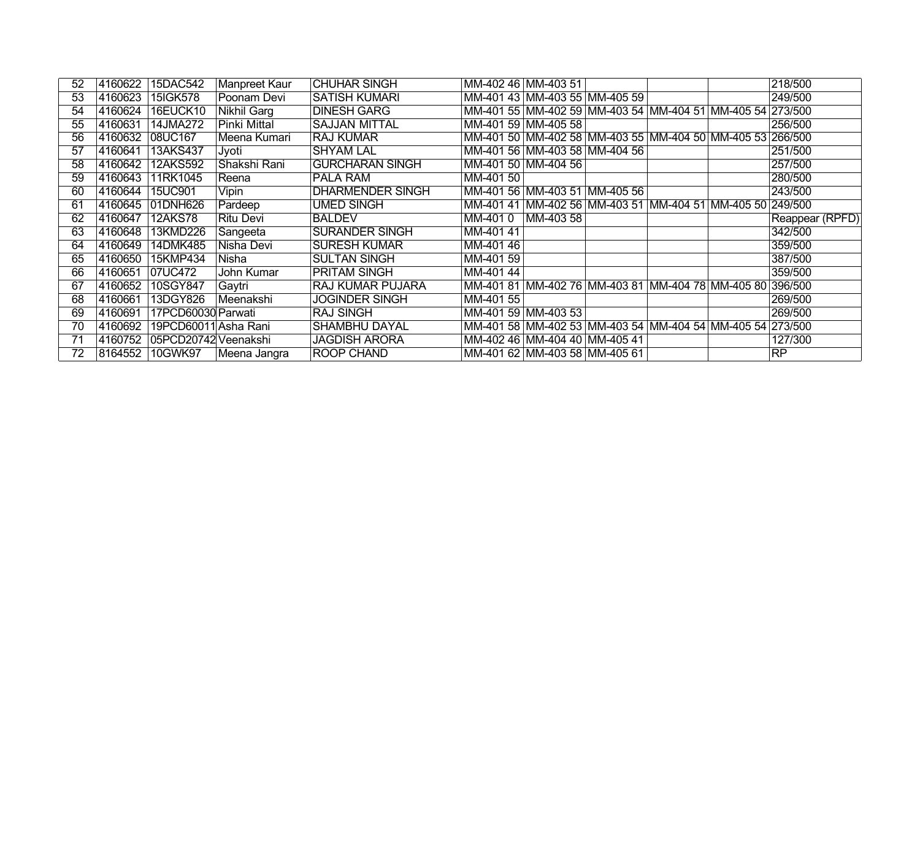| | | | | | | | | | | | |
|---|---|---|---|---|---|---|---|---|---|---|---|
| 52 | 4160622 | 15DAC542 | Manpreet Kaur | CHUHAR SINGH | MM-402 46 | MM-403 51 | | | | | 218/500 |
| 53 | 4160623 | 15IGK578 | Poonam Devi | SATISH KUMARI | MM-401 43 | MM-403 55 | MM-405 59 | | | | 249/500 |
| 54 | 4160624 | 16EUCK10 | Nikhil Garg | DINESH GARG | MM-401 55 | MM-402 59 | MM-403 54 | MM-404 51 | MM-405 54 | | 273/500 |
| 55 | 4160631 | 14JMA272 | Pinki Mittal | SAJJAN MITTAL | MM-401 59 | MM-405 58 | | | | | 256/500 |
| 56 | 4160632 | 08UC167 | Meena Kumari | RAJ KUMAR | MM-401 50 | MM-402 58 | MM-403 55 | MM-404 50 | MM-405 53 | | 266/500 |
| 57 | 4160641 | 13AKS437 | Jyoti | SHYAM LAL | MM-401 56 | MM-403 58 | MM-404 56 | | | | 251/500 |
| 58 | 4160642 | 12AKS592 | Shakshi Rani | GURCHARAN SINGH | MM-401 50 | MM-404 56 | | | | | 257/500 |
| 59 | 4160643 | 11RK1045 | Reena | PALA RAM | MM-401 50 | | | | | | 280/500 |
| 60 | 4160644 | 15UC901 | Vipin | DHARMENDER SINGH | MM-401 56 | MM-403 51 | MM-405 56 | | | | 243/500 |
| 61 | 4160645 | 01DNH626 | Pardeep | UMED SINGH | MM-401 41 | MM-402 56 | MM-403 51 | MM-404 51 | MM-405 50 | | 249/500 |
| 62 | 4160647 | 12AKS78 | Ritu Devi | BALDEV | MM-401 0 | MM-403 58 | | | | | Reappear (RPFD) |
| 63 | 4160648 | 13KMD226 | Sangeeta | SURANDER SINGH | MM-401 41 | | | | | | 342/500 |
| 64 | 4160649 | 14DMK485 | Nisha Devi | SURESH KUMAR | MM-401 46 | | | | | | 359/500 |
| 65 | 4160650 | 15KMP434 | Nisha | SULTAN SINGH | MM-401 59 | | | | | | 387/500 |
| 66 | 4160651 | 07UC472 | John Kumar | PRITAM SINGH | MM-401 44 | | | | | | 359/500 |
| 67 | 4160652 | 10SGY847 | Gaytri | RAJ KUMAR PUJARA | MM-401 81 | MM-402 76 | MM-403 81 | MM-404 78 | MM-405 80 | | 396/500 |
| 68 | 4160661 | 13DGY826 | Meenakshi | JOGINDER SINGH | MM-401 55 | | | | | | 269/500 |
| 69 | 4160691 | 17PCD60030 | Parwati | RAJ SINGH | MM-401 59 | MM-403 53 | | | | | 269/500 |
| 70 | 4160692 | 19PCD60011 | Asha Rani | SHAMBHU DAYAL | MM-401 58 | MM-402 53 | MM-403 54 | MM-404 54 | MM-405 54 | | 273/500 |
| 71 | 4160752 | 05PCD20742 | Veenakshi | JAGDISH ARORA | MM-402 46 | MM-404 40 | MM-405 41 | | | | 127/300 |
| 72 | 8164552 | 10GWK97 | Meena Jangra | ROOP CHAND | MM-401 62 | MM-403 58 | MM-405 61 | | | | RP |